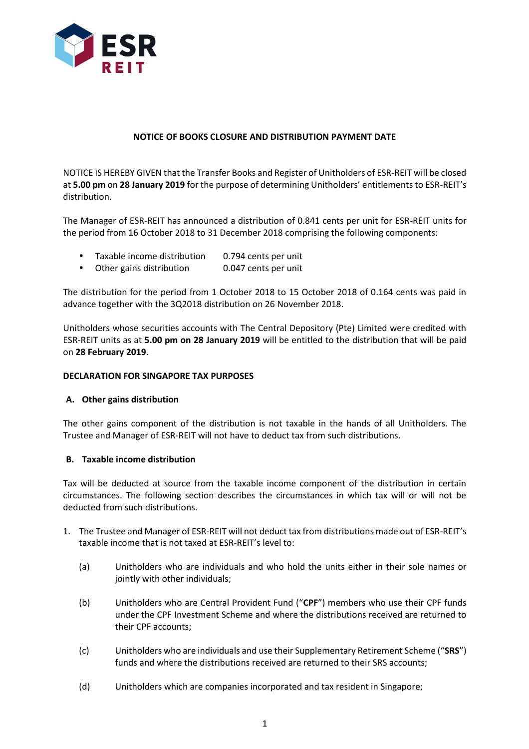## NOTICE OF BOOKS CLOSURE AND DISTRIBUTION PAYMENT DATE

NOTICE IS HEREBY GIVEN that the Transfer Books and Register of Unitholders of ESR-REIT will be closed at **5.00 pm** on **28 January 2019** for the purpose of determining Unitholders' entitlements to ESR-REIT's distribution.

The Manager of ESR-REIT has announced a distribution of 0.841 cents per unit for ESR-REIT units for the period from 16 October 2018 to 31 December 2018 comprising the following components:

- Taxable income distribution 0.794 cents per unit
- Other gains distribution 0.047 cents per unit

The distribution for the period from 1 October 2018 to 15 October 2018 of 0.164 cents was paid in advance together with the 3Q2018 distribution on 26 November 2018.

Unitholders whose securities accounts with The Central Depository (Pte) Limited were credited with ESR-REIT units as at **5.00 pm on 28 January 2019** will be entitled to the distribution that will be paid on **28 February 2019**.

**DECLARATION FOR SINGAPORE TAX PURPOSES**

**A. Other gains distribution**

The other gains component of the distribution is not taxable in the hands of all Unitholders. The Trustee and Manager of ESR-REIT will not have to deduct tax from such distributions.

**B. Taxable income distribution**

Tax will be deducted at source from the taxable income component of the distribution in certain circumstances. The following section describes the circumstances in which tax will or will not be deducted from such distributions.

1. The Trustee and Manager of ESR-REIT will not deduct tax from distributions made out of ESR-REIT's taxable income that is not taxed at ESR-REIT's level to:

    (a) Unitholders who are individuals and who hold the units either in their sole names or jointly with other individuals;

    (b) Unitholders who are Central Provident Fund ("**CPF**") members who use their CPF funds under the CPF Investment Scheme and where the distributions received are returned to their CPF accounts;

    (c) Unitholders who are individuals and use their Supplementary Retirement Scheme ("**SRS**") funds and where the distributions received are returned to their SRS accounts;

    (d) Unitholders which are companies incorporated and tax resident in Singapore;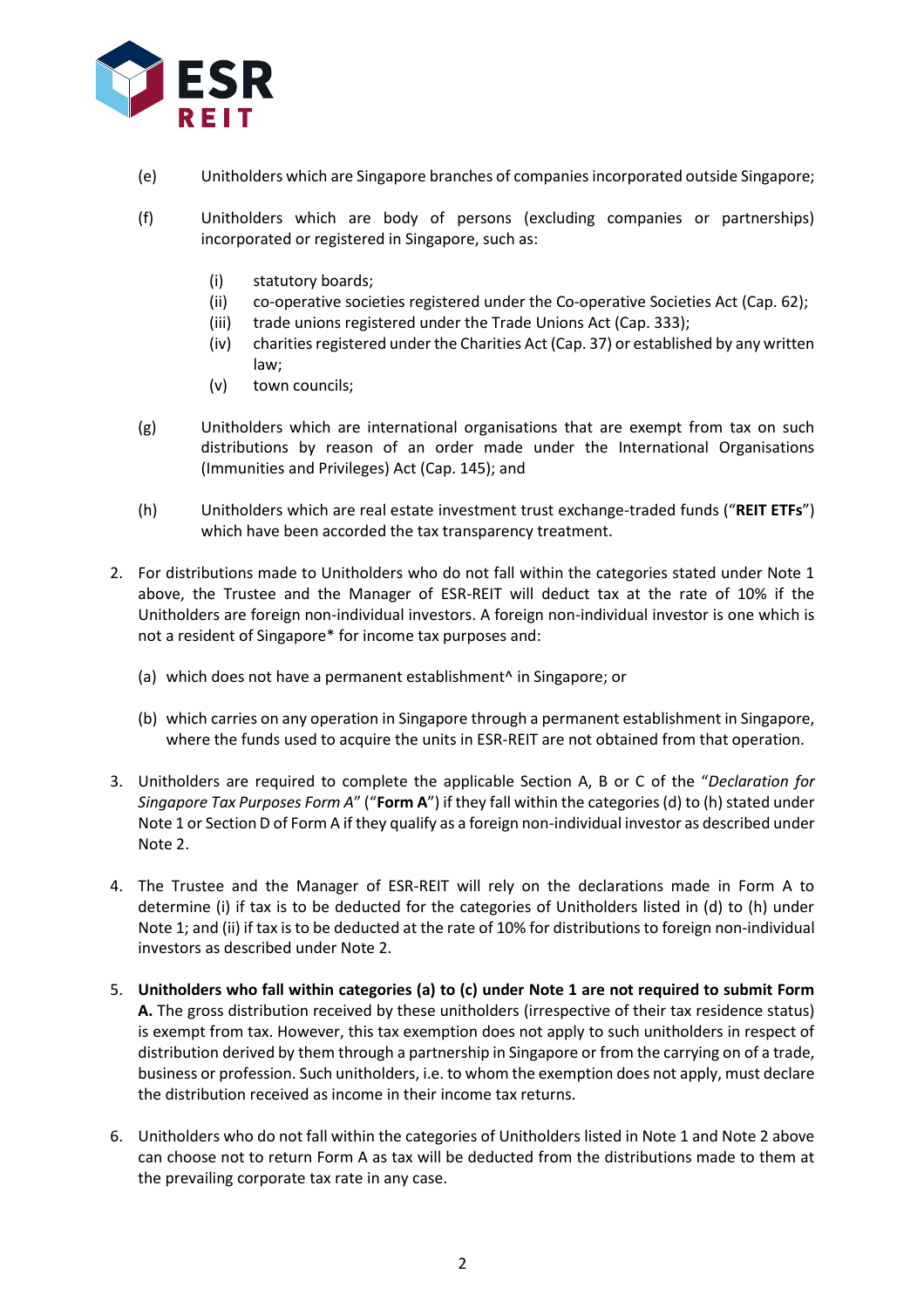(e) Unitholders which are Singapore branches of companies incorporated outside Singapore;

(f) Unitholders which are body of persons (excluding companies or partnerships) incorporated or registered in Singapore, such as:

   (i) statutory boards;
   (ii) co-operative societies registered under the Co-operative Societies Act (Cap. 62);
   (iii) trade unions registered under the Trade Unions Act (Cap. 333);
   (iv) charities registered under the Charities Act (Cap. 37) or established by any written law;
   (v) town councils;

(g) Unitholders which are international organisations that are exempt from tax on such distributions by reason of an order made under the International Organisations (Immunities and Privileges) Act (Cap. 145); and

(h) Unitholders which are real estate investment trust exchange-traded funds ("**REIT ETFs**") which have been accorded the tax transparency treatment.

2. For distributions made to Unitholders who do not fall within the categories stated under Note 1 above, the Trustee and the Manager of ESR-REIT will deduct tax at the rate of 10% if the Unitholders are foreign non-individual investors. A foreign non-individual investor is one which is not a resident of Singapore* for income tax purposes and:

   (a) which does not have a permanent establishment^ in Singapore; or

   (b) which carries on any operation in Singapore through a permanent establishment in Singapore, where the funds used to acquire the units in ESR-REIT are not obtained from that operation.

3. Unitholders are required to complete the applicable Section A, B or C of the "*Declaration for Singapore Tax Purposes Form A*" ("**Form A**") if they fall within the categories (d) to (h) stated under Note 1 or Section D of Form A if they qualify as a foreign non-individual investor as described under Note 2.

4. The Trustee and the Manager of ESR-REIT will rely on the declarations made in Form A to determine (i) if tax is to be deducted for the categories of Unitholders listed in (d) to (h) under Note 1; and (ii) if tax is to be deducted at the rate of 10% for distributions to foreign non-individual investors as described under Note 2.

5. **Unitholders who fall within categories (a) to (c) under Note 1 are not required to submit Form A.** The gross distribution received by these unitholders (irrespective of their tax residence status) is exempt from tax. However, this tax exemption does not apply to such unitholders in respect of distribution derived by them through a partnership in Singapore or from the carrying on of a trade, business or profession. Such unitholders, i.e. to whom the exemption does not apply, must declare the distribution received as income in their income tax returns.

6. Unitholders who do not fall within the categories of Unitholders listed in Note 1 and Note 2 above can choose not to return Form A as tax will be deducted from the distributions made to them at the prevailing corporate tax rate in any case.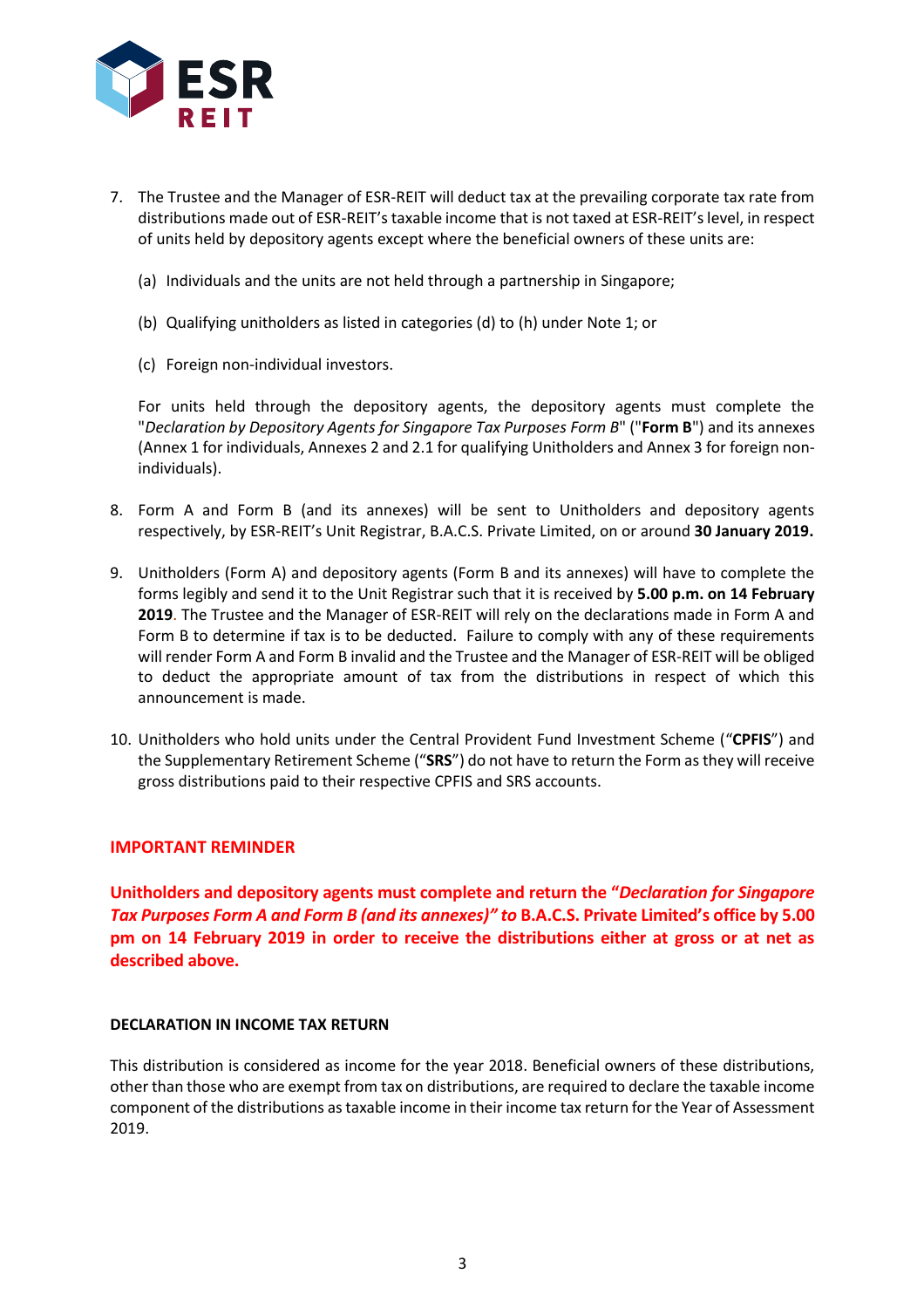7. The Trustee and the Manager of ESR-REIT will deduct tax at the prevailing corporate tax rate from distributions made out of ESR-REIT's taxable income that is not taxed at ESR-REIT's level, in respect of units held by depository agents except where the beneficial owners of these units are:

   (a) Individuals and the units are not held through a partnership in Singapore;

   (b) Qualifying unitholders as listed in categories (d) to (h) under Note 1; or

   (c) Foreign non-individual investors.

   For units held through the depository agents, the depository agents must complete the "*Declaration by Depository Agents for Singapore Tax Purposes Form B*" ("**Form B**") and its annexes (Annex 1 for individuals, Annexes 2 and 2.1 for qualifying Unitholders and Annex 3 for foreign non-individuals).

8. Form A and Form B (and its annexes) will be sent to Unitholders and depository agents respectively, by ESR-REIT's Unit Registrar, B.A.C.S. Private Limited, on or around **30 January 2019.**

9. Unitholders (Form A) and depository agents (Form B and its annexes) will have to complete the forms legibly and send it to the Unit Registrar such that it is received by **5.00 p.m. on 14 February 2019**. The Trustee and the Manager of ESR-REIT will rely on the declarations made in Form A and Form B to determine if tax is to be deducted. Failure to comply with any of these requirements will render Form A and Form B invalid and the Trustee and the Manager of ESR-REIT will be obliged to deduct the appropriate amount of tax from the distributions in respect of which this announcement is made.

10. Unitholders who hold units under the Central Provident Fund Investment Scheme ("**CPFIS**") and the Supplementary Retirement Scheme ("**SRS**") do not have to return the Form as they will receive gross distributions paid to their respective CPFIS and SRS accounts.

**IMPORTANT REMINDER**

**Unitholders and depository agents must complete and return the "*Declaration for Singapore Tax Purposes Form A and Form B (and its annexes)" to* B.A.C.S. Private Limited's office by 5.00 pm on 14 February 2019 in order to receive the distributions either at gross or at net as described above.**

**DECLARATION IN INCOME TAX RETURN**

This distribution is considered as income for the year 2018. Beneficial owners of these distributions, other than those who are exempt from tax on distributions, are required to declare the taxable income component of the distributions as taxable income in their income tax return for the Year of Assessment 2019.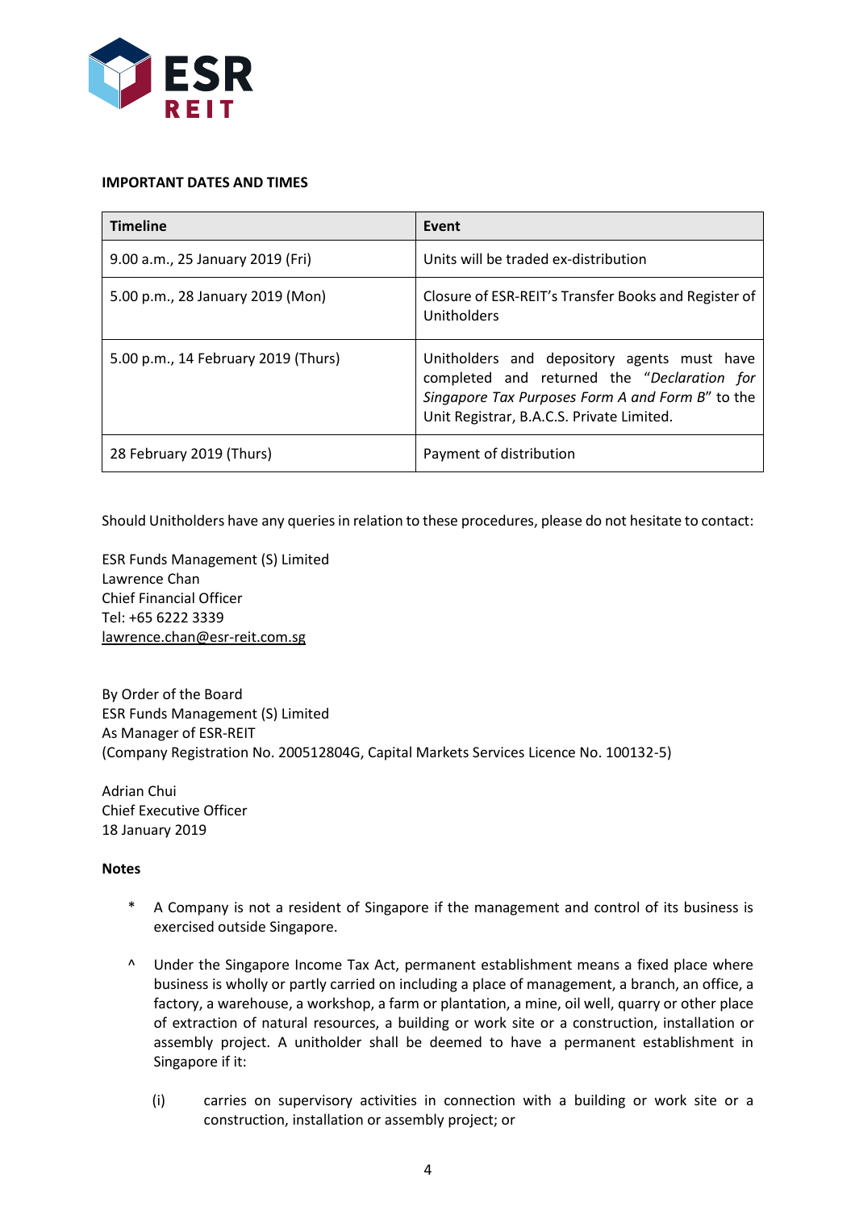**IMPORTANT DATES AND TIMES**

| Timeline | Event |
|---|---|
| 9.00 a.m., 25 January 2019 (Fri) | Units will be traded ex-distribution |
| 5.00 p.m., 28 January 2019 (Mon) | Closure of ESR-REIT's Transfer Books and Register of Unitholders |
| 5.00 p.m., 14 February 2019 (Thurs) | Unitholders and depository agents must have completed and returned the "*Declaration for Singapore Tax Purposes Form A and Form B*" to the Unit Registrar, B.A.C.S. Private Limited. |
| 28 February 2019 (Thurs) | Payment of distribution |

Should Unitholders have any queries in relation to these procedures, please do not hesitate to contact:

ESR Funds Management (S) Limited
Lawrence Chan
Chief Financial Officer
Tel: +65 6222 3339
lawrence.chan@esr-reit.com.sg

By Order of the Board
ESR Funds Management (S) Limited
As Manager of ESR-REIT
(Company Registration No. 200512804G, Capital Markets Services Licence No. 100132-5)

Adrian Chui
Chief Executive Officer
18 January 2019

**Notes**

\* A Company is not a resident of Singapore if the management and control of its business is exercised outside Singapore.

^ Under the Singapore Income Tax Act, permanent establishment means a fixed place where business is wholly or partly carried on including a place of management, a branch, an office, a factory, a warehouse, a workshop, a farm or plantation, a mine, oil well, quarry or other place of extraction of natural resources, a building or work site or a construction, installation or assembly project. A unitholder shall be deemed to have a permanent establishment in Singapore if it:

(i) carries on supervisory activities in connection with a building or work site or a construction, installation or assembly project; or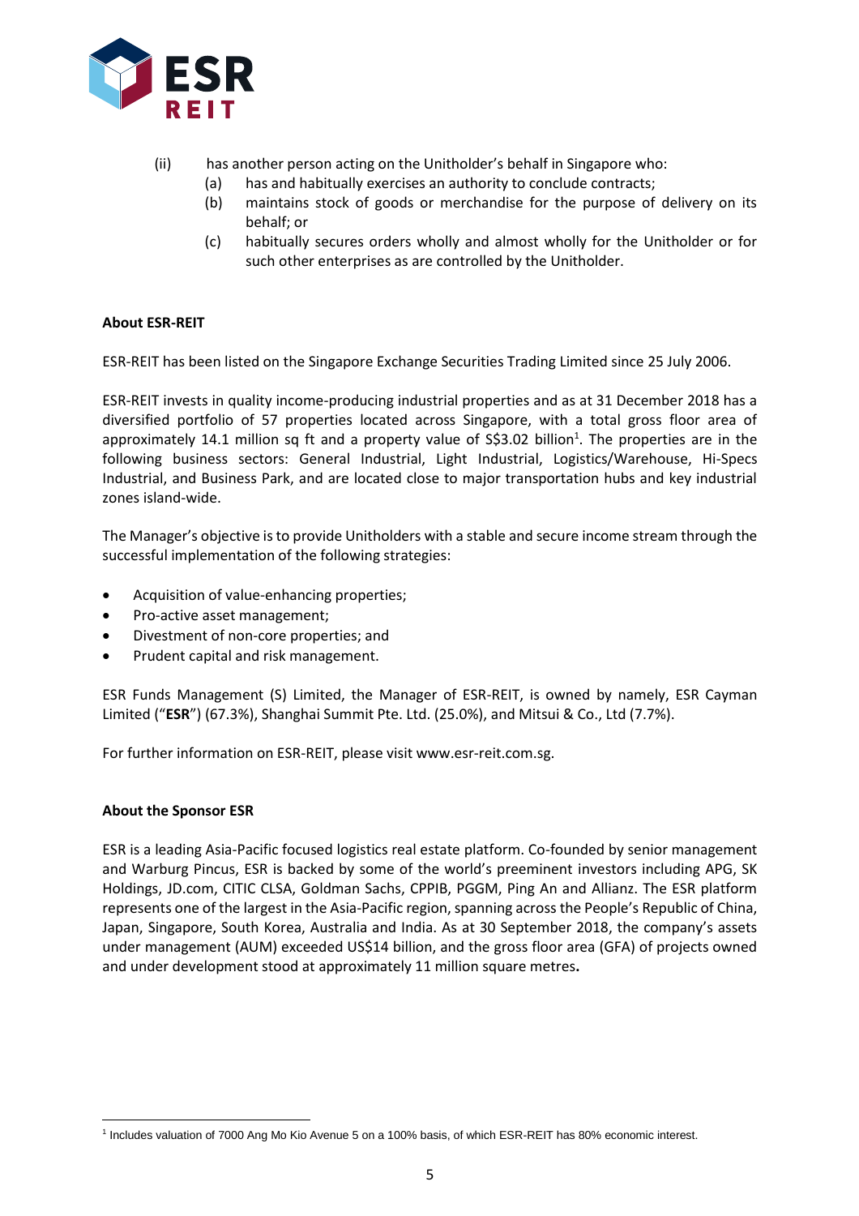(ii) has another person acting on the Unitholder's behalf in Singapore who:
   (a) has and habitually exercises an authority to conclude contracts;
   (b) maintains stock of goods or merchandise for the purpose of delivery on its behalf; or
   (c) habitually secures orders wholly and almost wholly for the Unitholder or for such other enterprises as are controlled by the Unitholder.

**About ESR-REIT**

ESR-REIT has been listed on the Singapore Exchange Securities Trading Limited since 25 July 2006.

ESR-REIT invests in quality income-producing industrial properties and as at 31 December 2018 has a diversified portfolio of 57 properties located across Singapore, with a total gross floor area of approximately 14.1 million sq ft and a property value of S$3.02 billion[1]. The properties are in the following business sectors: General Industrial, Light Industrial, Logistics/Warehouse, Hi-Specs Industrial, and Business Park, and are located close to major transportation hubs and key industrial zones island-wide.

The Manager's objective is to provide Unitholders with a stable and secure income stream through the successful implementation of the following strategies:

- Acquisition of value-enhancing properties;
- Pro-active asset management;
- Divestment of non-core properties; and
- Prudent capital and risk management.

ESR Funds Management (S) Limited, the Manager of ESR-REIT, is owned by namely, ESR Cayman Limited ("**ESR**") (67.3%), Shanghai Summit Pte. Ltd. (25.0%), and Mitsui & Co., Ltd (7.7%).

For further information on ESR-REIT, please visit www.esr-reit.com.sg.

**About the Sponsor ESR**

ESR is a leading Asia-Pacific focused logistics real estate platform. Co-founded by senior management and Warburg Pincus, ESR is backed by some of the world's preeminent investors including APG, SK Holdings, JD.com, CITIC CLSA, Goldman Sachs, CPPIB, PGGM, Ping An and Allianz. The ESR platform represents one of the largest in the Asia-Pacific region, spanning across the People's Republic of China, Japan, Singapore, South Korea, Australia and India. As at 30 September 2018, the company's assets under management (AUM) exceeded US$14 billion, and the gross floor area (GFA) of projects owned and under development stood at approximately 11 million square metres**.**

[1] Includes valuation of 7000 Ang Mo Kio Avenue 5 on a 100% basis, of which ESR-REIT has 80% economic interest.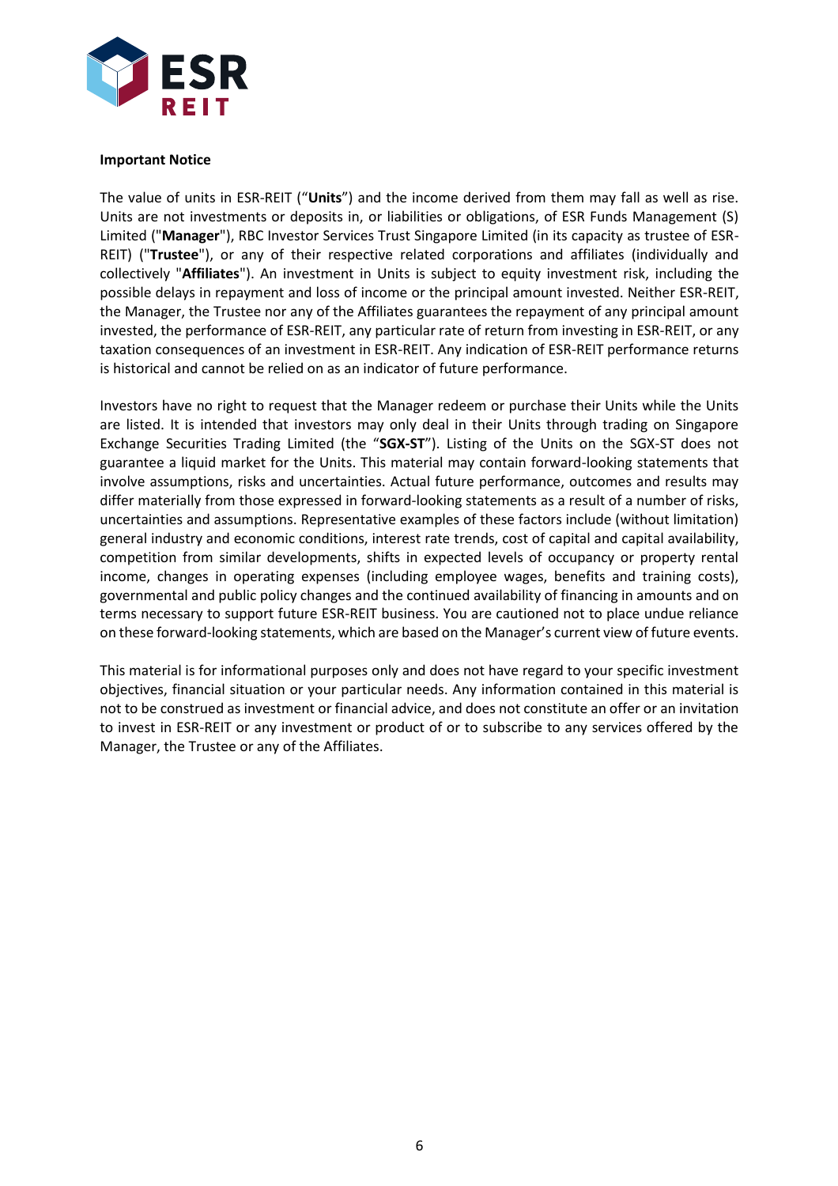**Important Notice**

The value of units in ESR-REIT ("**Units**") and the income derived from them may fall as well as rise. Units are not investments or deposits in, or liabilities or obligations, of ESR Funds Management (S) Limited ("**Manager**"), RBC Investor Services Trust Singapore Limited (in its capacity as trustee of ESR-REIT) ("**Trustee**"), or any of their respective related corporations and affiliates (individually and collectively "**Affiliates**"). An investment in Units is subject to equity investment risk, including the possible delays in repayment and loss of income or the principal amount invested. Neither ESR-REIT, the Manager, the Trustee nor any of the Affiliates guarantees the repayment of any principal amount invested, the performance of ESR-REIT, any particular rate of return from investing in ESR-REIT, or any taxation consequences of an investment in ESR-REIT. Any indication of ESR-REIT performance returns is historical and cannot be relied on as an indicator of future performance.

Investors have no right to request that the Manager redeem or purchase their Units while the Units are listed. It is intended that investors may only deal in their Units through trading on Singapore Exchange Securities Trading Limited (the "**SGX-ST**"). Listing of the Units on the SGX-ST does not guarantee a liquid market for the Units. This material may contain forward-looking statements that involve assumptions, risks and uncertainties. Actual future performance, outcomes and results may differ materially from those expressed in forward-looking statements as a result of a number of risks, uncertainties and assumptions. Representative examples of these factors include (without limitation) general industry and economic conditions, interest rate trends, cost of capital and capital availability, competition from similar developments, shifts in expected levels of occupancy or property rental income, changes in operating expenses (including employee wages, benefits and training costs), governmental and public policy changes and the continued availability of financing in amounts and on terms necessary to support future ESR-REIT business. You are cautioned not to place undue reliance on these forward-looking statements, which are based on the Manager's current view of future events.

This material is for informational purposes only and does not have regard to your specific investment objectives, financial situation or your particular needs. Any information contained in this material is not to be construed as investment or financial advice, and does not constitute an offer or an invitation to invest in ESR-REIT or any investment or product of or to subscribe to any services offered by the Manager, the Trustee or any of the Affiliates.